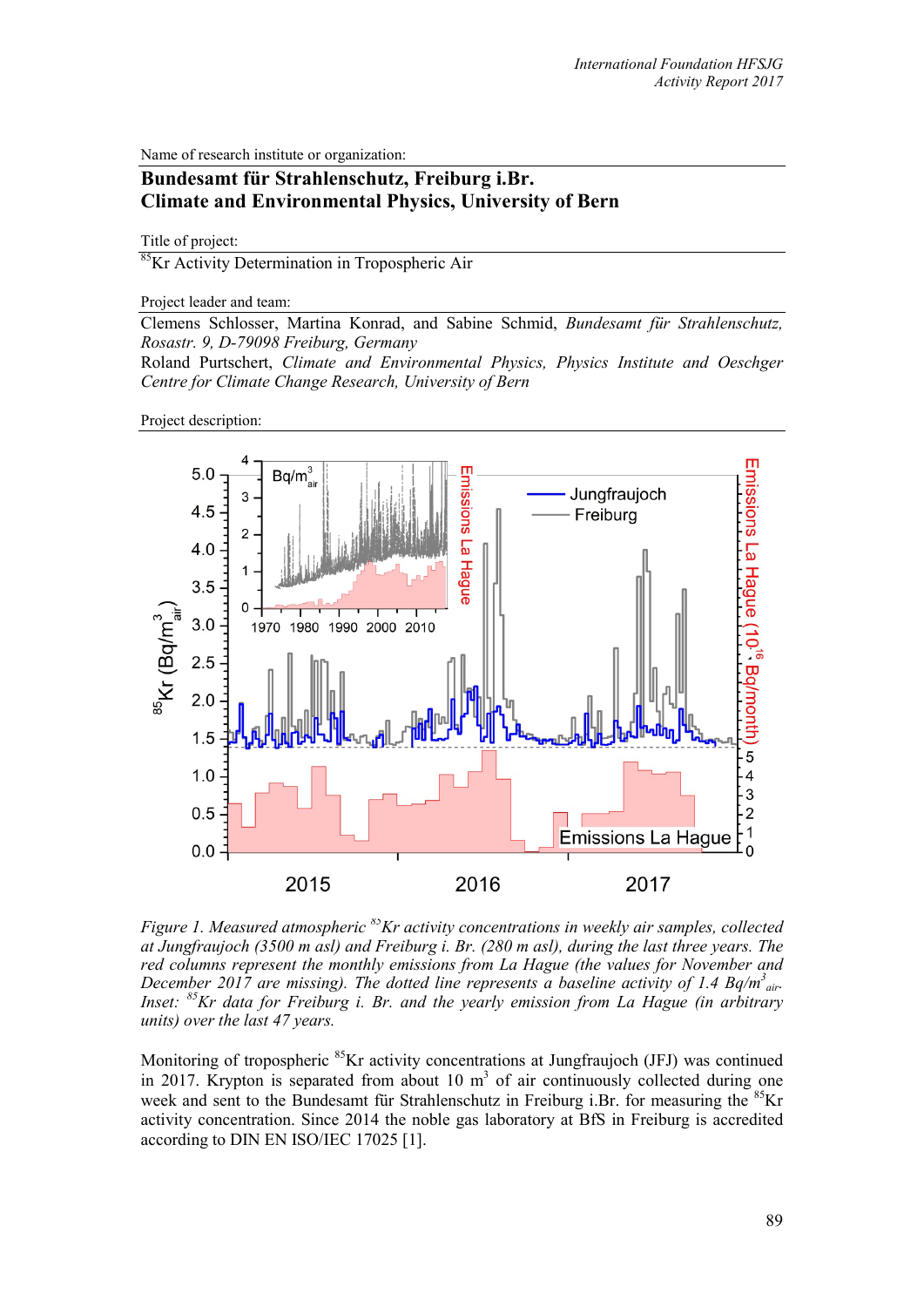Name of research institute or organization:

**Bundesamt für Strahlenschutz, Freiburg i.Br.**
**Climate and Environmental Physics, University of Bern**

Title of project:

$^{85}$Kr Activity Determination in Tropospheric Air

Project leader and team:

Clemens Schlosser, Martina Konrad, and Sabine Schmid, *Bundesamt für Strahlenschutz, Rosastr. 9, D-79098 Freiburg, Germany*
Roland Purtschert, *Climate and Environmental Physics, Physics Institute and Oeschger Centre for Climate Change Research, University of Bern*

Project description:

*Figure 1. Measured atmospheric $^{85}$Kr activity concentrations in weekly air samples, collected at Jungfraujoch (3500 m asl) and Freiburg i. Br. (280 m asl), during the last three years. The red columns represent the monthly emissions from La Hague (the values for November and December 2017 are missing). The dotted line represents a baseline activity of 1.4 Bq/m$^3_{air}$. Inset: $^{85}$Kr data for Freiburg i. Br. and the yearly emission from La Hague (in arbitrary units) over the last 47 years.*

Monitoring of tropospheric $^{85}$Kr activity concentrations at Jungfraujoch (JFJ) was continued in 2017. Krypton is separated from about 10 m$^3$ of air continuously collected during one week and sent to the Bundesamt für Strahlenschutz in Freiburg i.Br. for measuring the $^{85}$Kr activity concentration. Since 2014 the noble gas laboratory at BfS in Freiburg is accredited according to DIN EN ISO/IEC 17025 [1].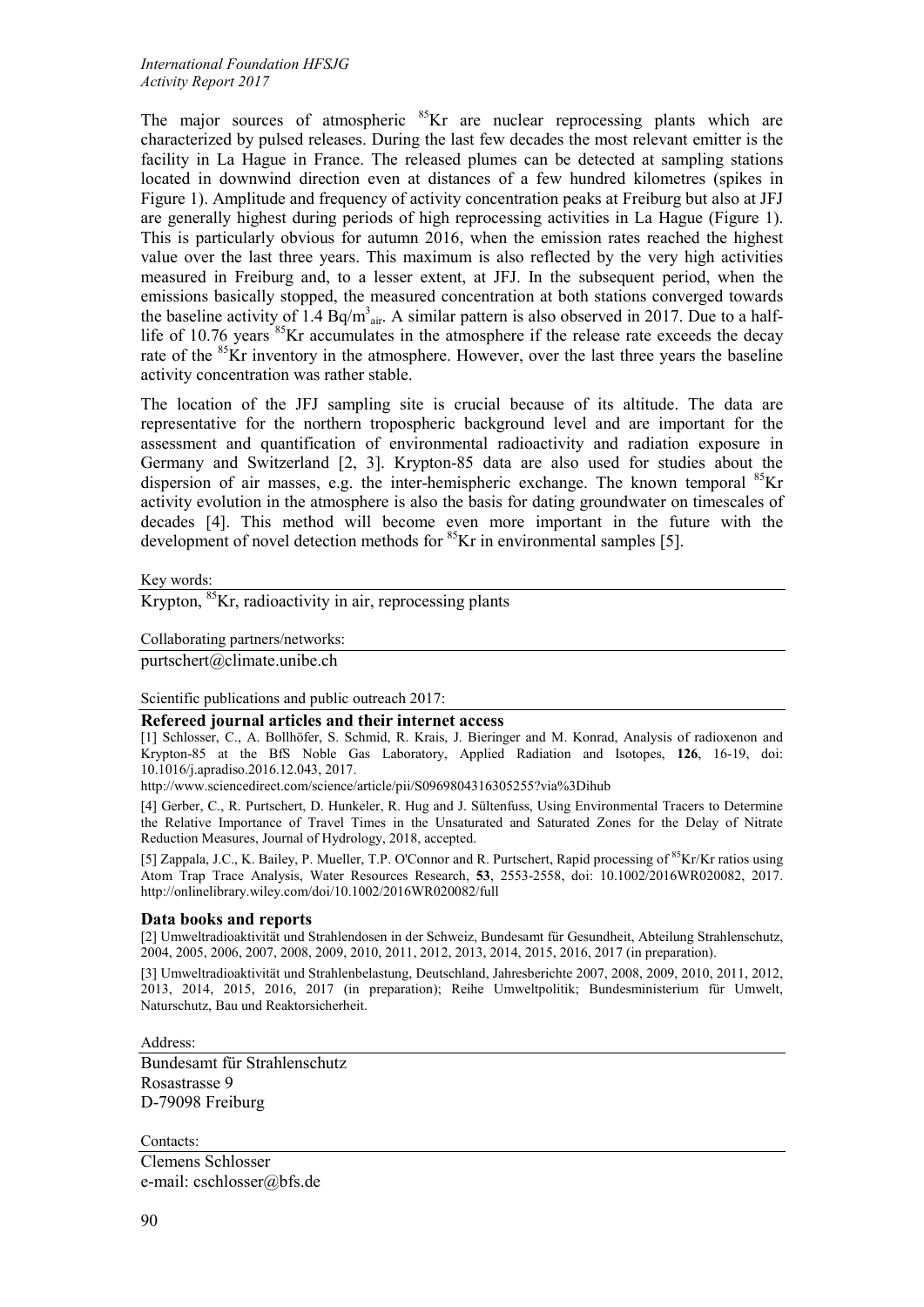The major sources of atmospheric $^{85}$Kr are nuclear reprocessing plants which are characterized by pulsed releases. During the last few decades the most relevant emitter is the facility in La Hague in France. The released plumes can be detected at sampling stations located in downwind direction even at distances of a few hundred kilometres (spikes in Figure 1). Amplitude and frequency of activity concentration peaks at Freiburg but also at JFJ are generally highest during periods of high reprocessing activities in La Hague (Figure 1). This is particularly obvious for autumn 2016, when the emission rates reached the highest value over the last three years. This maximum is also reflected by the very high activities measured in Freiburg and, to a lesser extent, at JFJ. In the subsequent period, when the emissions basically stopped, the measured concentration at both stations converged towards the baseline activity of 1.4 $Bq/m^3_{air}$. A similar pattern is also observed in 2017. Due to a half-life of 10.76 years $^{85}$Kr accumulates in the atmosphere if the release rate exceeds the decay rate of the $^{85}$Kr inventory in the atmosphere. However, over the last three years the baseline activity concentration was rather stable.

The location of the JFJ sampling site is crucial because of its altitude. The data are representative for the northern tropospheric background level and are important for the assessment and quantification of environmental radioactivity and radiation exposure in Germany and Switzerland [2, 3]. Krypton-85 data are also used for studies about the dispersion of air masses, e.g. the inter-hemispheric exchange. The known temporal $^{85}$Kr activity evolution in the atmosphere is also the basis for dating groundwater on timescales of decades [4]. This method will become even more important in the future with the development of novel detection methods for $^{85}$Kr in environmental samples [5].

Key words:

Krypton, $^{85}$Kr, radioactivity in air, reprocessing plants

Collaborating partners/networks:

purtschert@climate.unibe.ch

Scientific publications and public outreach 2017:

**Refereed journal articles and their internet access**

[1] Schlosser, C., A. Bollhöfer, S. Schmid, R. Krais, J. Bieringer and M. Konrad, Analysis of radioxenon and Krypton-85 at the BfS Noble Gas Laboratory, Applied Radiation and Isotopes, **126**, 16-19, doi: 10.1016/j.apradiso.2016.12.043, 2017.
http://www.sciencedirect.com/science/article/pii/S0969804316305255?via%3Dihub

[4] Gerber, C., R. Purtschert, D. Hunkeler, R. Hug and J. Sültenfuss, Using Environmental Tracers to Determine the Relative Importance of Travel Times in the Unsaturated and Saturated Zones for the Delay of Nitrate Reduction Measures, Journal of Hydrology, 2018, accepted.

[5] Zappala, J.C., K. Bailey, P. Mueller, T.P. O'Connor and R. Purtschert, Rapid processing of $^{85}$Kr/Kr ratios using Atom Trap Trace Analysis, Water Resources Research, **53**, 2553-2558, doi: 10.1002/2016WR020082, 2017.
http://onlinelibrary.wiley.com/doi/10.1002/2016WR020082/full

**Data books and reports**

[2] Umweltradioaktivität und Strahlendosen in der Schweiz, Bundesamt für Gesundheit, Abteilung Strahlenschutz, 2004, 2005, 2006, 2007, 2008, 2009, 2010, 2011, 2012, 2013, 2014, 2015, 2016, 2017 (in preparation).

[3] Umweltradioaktivität und Strahlenbelastung, Deutschland, Jahresberichte 2007, 2008, 2009, 2010, 2011, 2012, 2013, 2014, 2015, 2016, 2017 (in preparation); Reihe Umweltpolitik; Bundesministerium für Umwelt, Naturschutz, Bau und Reaktorsicherheit.

Address:

Bundesamt für Strahlenschutz
Rosastrasse 9
D-79098 Freiburg

Contacts:

Clemens Schlosser
e-mail: cschlosser@bfs.de